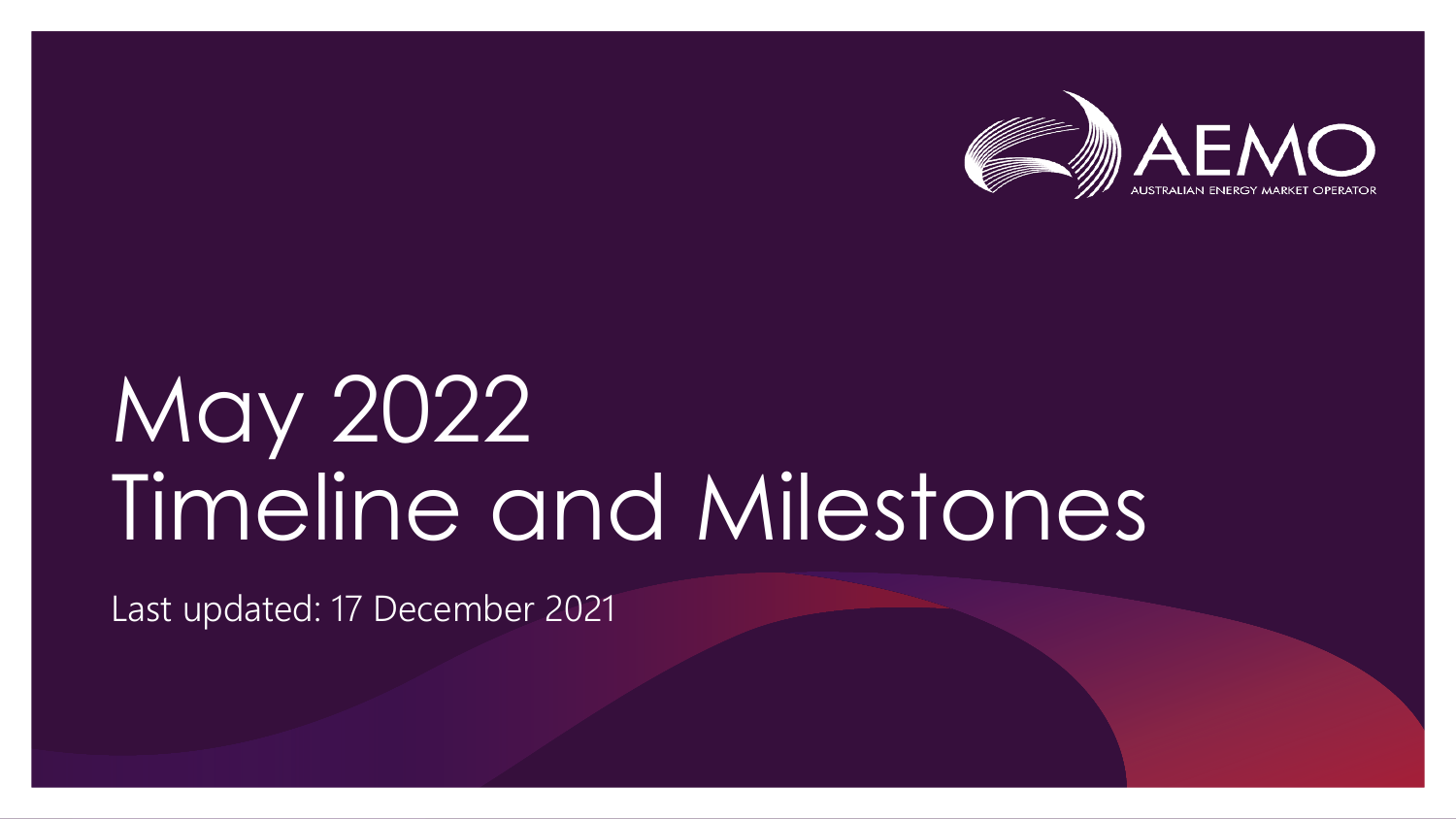AEMO

AUSTRALIAN ENERGY MARKET OPERATOR

# May 2022 Timeline and Milestones

Last updated: 17 December 2021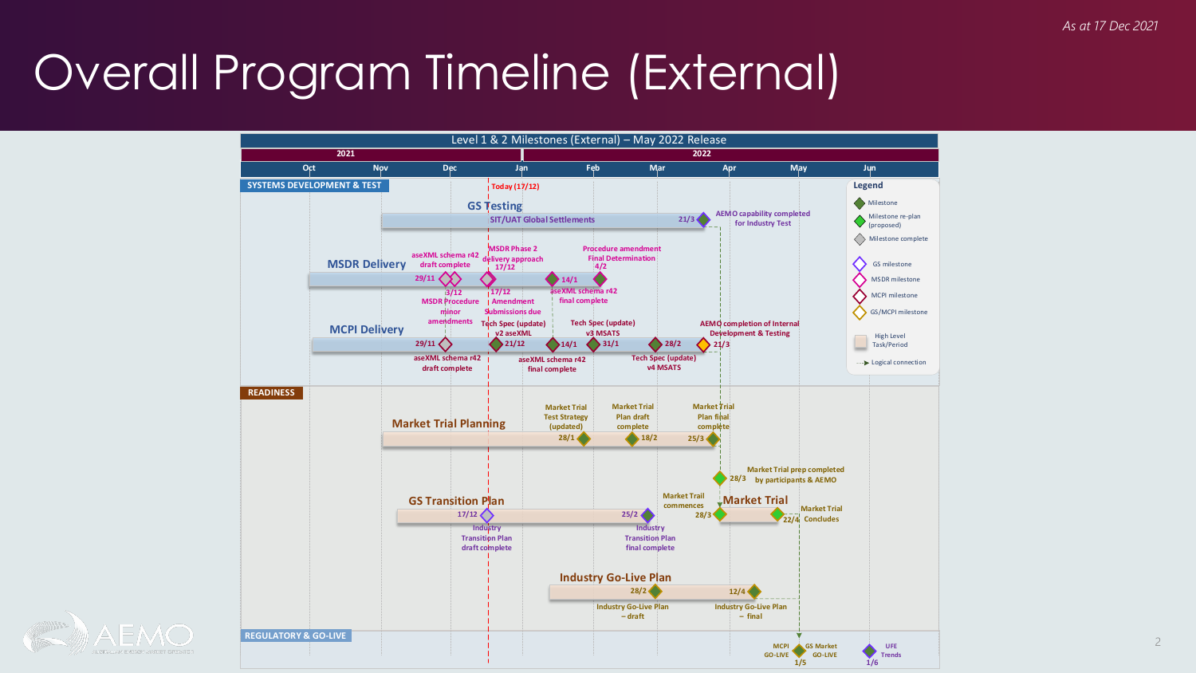*As at 17 Dec 2021*

# Overall Program Timeline (External)

## Level 1 & 2 Milestones (External) – May 2022 Release

**2021** | **2022**

Oct | Nov | Dec | Jan | Feb | Mar | Apr | May | Jun

Today (17/12)

### SYSTEMS DEVELOPMENT & TEST

**GS Testing**

- SIT/UAT Global Settlements
- 21/3 – AEMO capability completed for Industry Test

**MSDR Delivery**

- 29/11 – aseXML schema r42 draft complete
- 3/12 – MSDR Procedure minor amendments
- 17/12 – MSDR Phase 2 delivery approach
- 17/12 – Amendment Submissions due
- 14/1 – aseXML schema r42 final complete
- 4/2 – Procedure amendment Final Determination

**MCPI Delivery**

- 29/11 – aseXML schema r42 draft complete
- 21/12 – Tech Spec (update) v2 aseXML
- 14/1 – aseXML schema r42 final complete
- 31/1 – Tech Spec (update) v3 MSATS
- 28/2 – Tech Spec (update) v4 MSATS
- 21/3 – AEMO completion of Internal Development & Testing

### READINESS

**Market Trial Planning**

- 28/1 – Market Trial Test Strategy (updated)
- 18/2 – Market Trial Plan draft complete
- 25/3 – Market Trial Plan final complete
- 28/3 – Market Trial prep completed by participants & AEMO

**GS Transition Plan**

- 17/12 – Industry Transition Plan draft complete
- 25/2 – Industry Transition Plan final complete

**Market Trial**

- 28/3 – Market Trial commences
- 22/4 – Market Trial Concludes

**Industry Go-Live Plan**

- 28/2 – Industry Go-Live Plan – draft
- 12/4 – Industry Go-Live Plan – final

### REGULATORY & GO-LIVE

- 1/5 – MCPI GO-LIVE / GS Market GO-LIVE
- 1/6 – UFE Trends

**Legend**

- Milestone
- Milestone re-plan (proposed)
- Milestone complete
- GS milestone
- MSDR milestone
- MCPI milestone
- GS/MCPI milestone
- High Level Task/Period
- Logical connection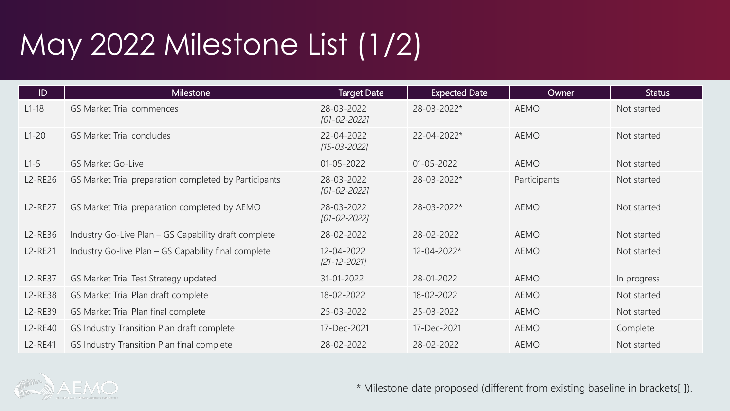# May 2022 Milestone List (1/2)

| ID | Milestone | Target Date | Expected Date | Owner | Status |
|---|---|---|---|---|---|
| L1-18 | GS Market Trial commences | 28-03-2022 *[01-02-2022]* | 28-03-2022* | AEMO | Not started |
| L1-20 | GS Market Trial concludes | 22-04-2022 *[15-03-2022]* | 22-04-2022* | AEMO | Not started |
| L1-5 | GS Market Go-Live | 01-05-2022 | 01-05-2022 | AEMO | Not started |
| L2-RE26 | GS Market Trial preparation completed by Participants | 28-03-2022 *[01-02-2022]* | 28-03-2022* | Participants | Not started |
| L2-RE27 | GS Market Trial preparation completed by AEMO | 28-03-2022 *[01-02-2022]* | 28-03-2022* | AEMO | Not started |
| L2-RE36 | Industry Go-Live Plan – GS Capability draft complete | 28-02-2022 | 28-02-2022 | AEMO | Not started |
| L2-RE21 | Industry Go-live Plan – GS Capability final complete | 12-04-2022 *[21-12-2021]* | 12-04-2022* | AEMO | Not started |
| L2-RE37 | GS Market Trial Test Strategy updated | 31-01-2022 | 28-01-2022 | AEMO | In progress |
| L2-RE38 | GS Market Trial Plan draft complete | 18-02-2022 | 18-02-2022 | AEMO | Not started |
| L2-RE39 | GS Market Trial Plan final complete | 25-03-2022 | 25-03-2022 | AEMO | Not started |
| L2-RE40 | GS Industry Transition Plan draft complete | 17-Dec-2021 | 17-Dec-2021 | AEMO | Complete |
| L2-RE41 | GS Industry Transition Plan final complete | 28-02-2022 | 28-02-2022 | AEMO | Not started |

\* Milestone date proposed (different from existing baseline in brackets[ ]).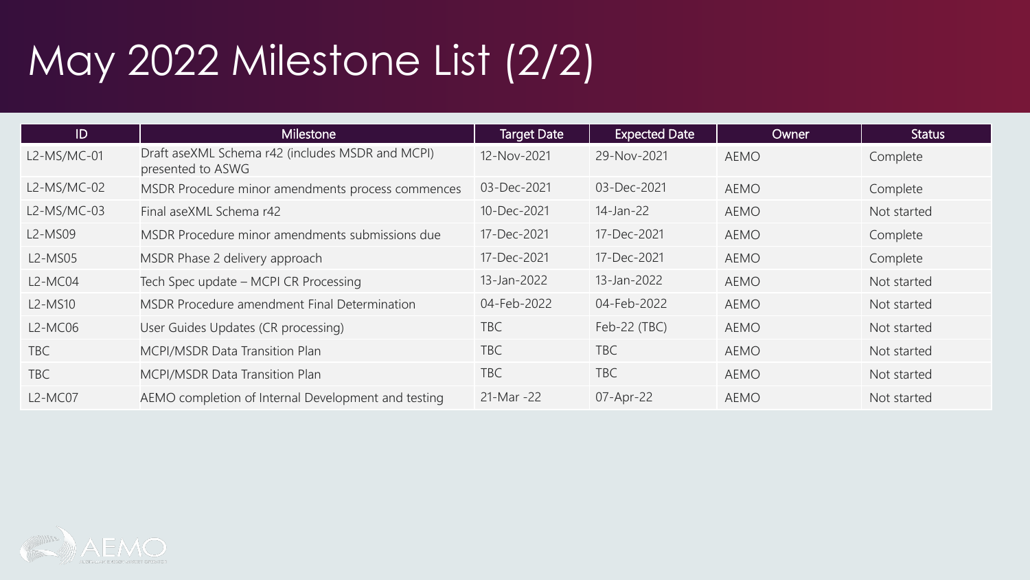# May 2022 Milestone List (2/2)

| ID | Milestone | Target Date | Expected Date | Owner | Status |
|---|---|---|---|---|---|
| L2-MS/MC-01 | Draft aseXML Schema r42 (includes MSDR and MCPI) presented to ASWG | 12-Nov-2021 | 29-Nov-2021 | AEMO | Complete |
| L2-MS/MC-02 | MSDR Procedure minor amendments process commences | 03-Dec-2021 | 03-Dec-2021 | AEMO | Complete |
| L2-MS/MC-03 | Final aseXML Schema r42 | 10-Dec-2021 | 14-Jan-22 | AEMO | Not started |
| L2-MS09 | MSDR Procedure minor amendments submissions due | 17-Dec-2021 | 17-Dec-2021 | AEMO | Complete |
| L2-MS05 | MSDR Phase 2 delivery approach | 17-Dec-2021 | 17-Dec-2021 | AEMO | Complete |
| L2-MC04 | Tech Spec update – MCPI CR Processing | 13-Jan-2022 | 13-Jan-2022 | AEMO | Not started |
| L2-MS10 | MSDR Procedure amendment Final Determination | 04-Feb-2022 | 04-Feb-2022 | AEMO | Not started |
| L2-MC06 | User Guides Updates (CR processing) | TBC | Feb-22 (TBC) | AEMO | Not started |
| TBC | MCPI/MSDR Data Transition Plan | TBC | TBC | AEMO | Not started |
| TBC | MCPI/MSDR Data Transition Plan | TBC | TBC | AEMO | Not started |
| L2-MC07 | AEMO completion of Internal Development and testing | 21-Mar -22 | 07-Apr-22 | AEMO | Not started |